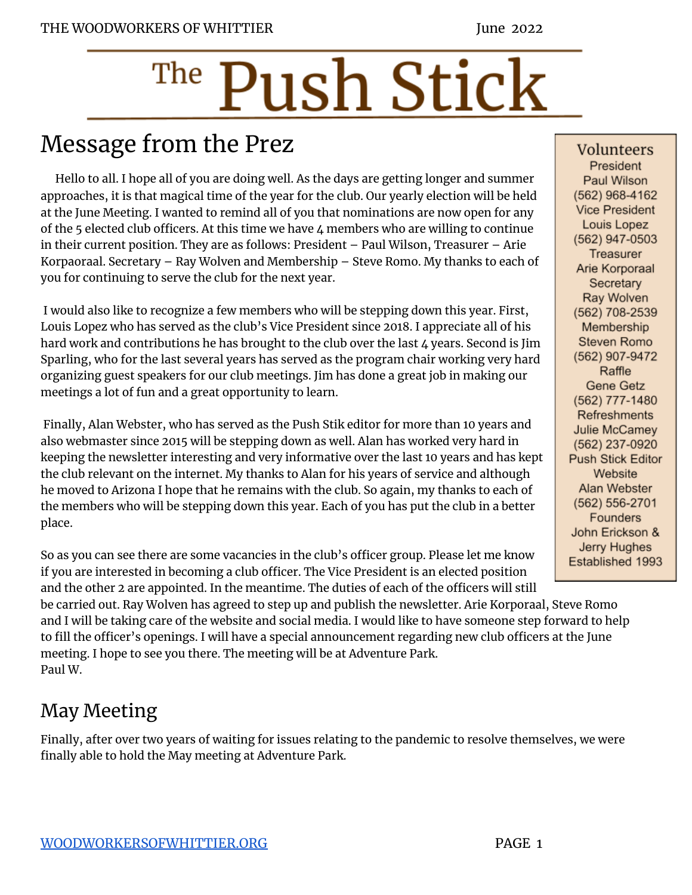# The Push Stick

## Message from the Prez

Hello to all. I hope all of you are doing well. As the days are getting longer and summer approaches, it is that magical time of the year for the club. Our yearly election will be held at the June Meeting. I wanted to remind all of you that nominations are now open for any of the 5 elected club officers. At this time we have 4 members who are willing to continue in their current position. They are as follows: President – Paul Wilson, Treasurer – Arie Korpaoraal. Secretary – Ray Wolven and Membership – Steve Romo. My thanks to each of you for continuing to serve the club for the next year.

I would also like to recognize a few members who will be stepping down this year. First, Louis Lopez who has served as the club's Vice President since 2018. I appreciate all of his hard work and contributions he has brought to the club over the last 4 years. Second is Jim Sparling, who for the last several years has served as the program chair working very hard organizing guest speakers for our club meetings. Jim has done a great job in making our meetings a lot of fun and a great opportunity to learn.

Finally, Alan Webster, who has served as the Push Stik editor for more than 10 years and also webmaster since 2015 will be stepping down as well. Alan has worked very hard in keeping the newsletter interesting and very informative over the last 10 years and has kept the club relevant on the internet. My thanks to Alan for his years of service and although he moved to Arizona I hope that he remains with the club. So again, my thanks to each of the members who will be stepping down this year. Each of you has put the club in a better place.

So as you can see there are some vacancies in the club's officer group. Please let me know if you are interested in becoming a club officer. The Vice President is an elected position and the other 2 are appointed. In the meantime. The duties of each of the officers will still be carried out. Ray Wolven has agreed to step up and publish the newsletter. Arie Korporaal, Steve Romo and I will be taking care of the website and social media. I would like to have someone step forward to help to fill the officer's openings. I will have a special announcement regarding new club officers at the June meeting. I hope to see you there. The meeting will be at Adventure Park.
Paul W.

### Volunteers

President
Paul Wilson
(562) 968-4162

Vice President
Louis Lopez
(562) 947-0503

Treasurer
Arie Korporaal

Secretary
Ray Wolven
(562) 708-2539

Membership
Steven Romo
(562) 907-9472

Raffle
Gene Getz
(562) 777-1480

Refreshments
Julie McCamey
(562) 237-0920

Push Stick Editor
Website
Alan Webster
(562) 556-2701

Founders
John Erickson &
Jerry Hughes
Established 1993

## May Meeting

Finally, after over two years of waiting for issues relating to the pandemic to resolve themselves, we were finally able to hold the May meeting at Adventure Park.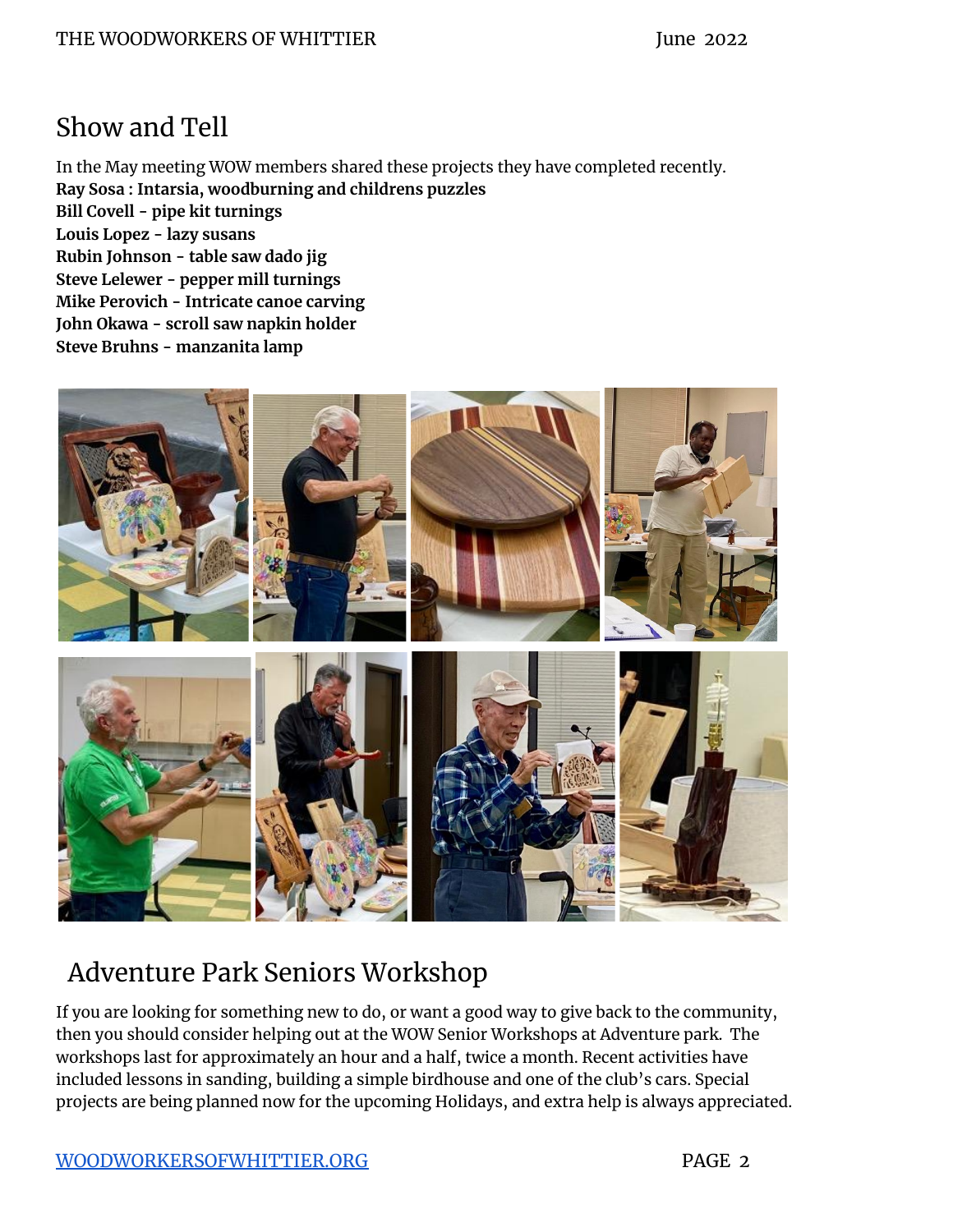## Show and Tell

In the May meeting WOW members shared these projects they have completed recently.

**Ray Sosa : Intarsia, woodburning and childrens puzzles**
**Bill Covell - pipe kit turnings**
**Louis Lopez - lazy susans**
**Rubin Johnson - table saw dado jig**
**Steve Lelewer - pepper mill turnings**
**Mike Perovich - Intricate canoe carving**
**John Okawa - scroll saw napkin holder**
**Steve Bruhns - manzanita lamp**

## Adventure Park Seniors Workshop

If you are looking for something new to do, or want a good way to give back to the community, then you should consider helping out at the WOW Senior Workshops at Adventure park. The workshops last for approximately an hour and a half, twice a month. Recent activities have included lessons in sanding, building a simple birdhouse and one of the club's cars. Special projects are being planned now for the upcoming Holidays, and extra help is always appreciated.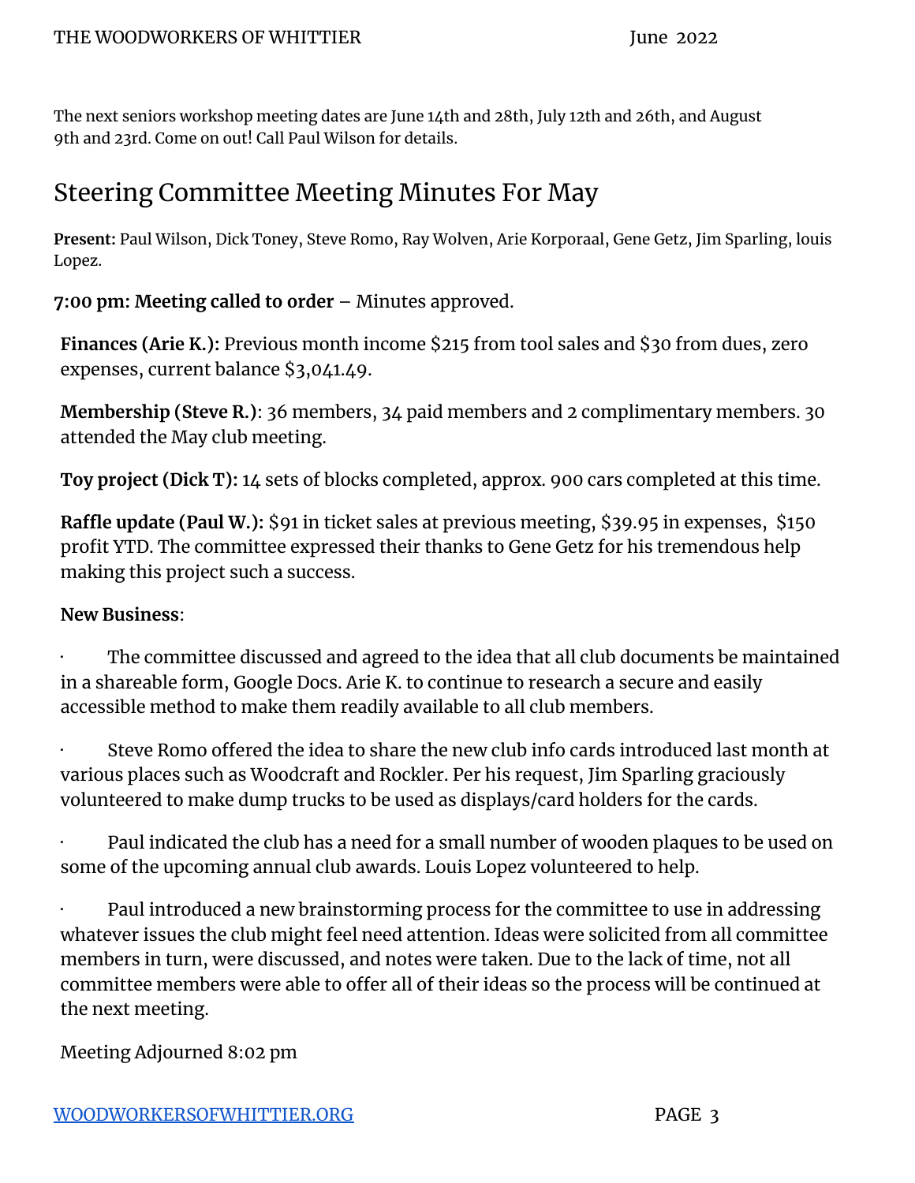The next seniors workshop meeting dates are June 14th and 28th, July 12th and 26th, and August 9th and 23rd. Come on out! Call Paul Wilson for details.

## Steering Committee Meeting Minutes For May

**Present:** Paul Wilson, Dick Toney, Steve Romo, Ray Wolven, Arie Korporaal, Gene Getz, Jim Sparling, louis Lopez.

**7:00 pm: Meeting called to order** – Minutes approved.

**Finances (Arie K.):** Previous month income $215 from tool sales and $30 from dues, zero expenses, current balance $3,041.49.

**Membership (Steve R.)**: 36 members, 34 paid members and 2 complimentary members. 30 attended the May club meeting.

**Toy project (Dick T):** 14 sets of blocks completed, approx. 900 cars completed at this time.

**Raffle update (Paul W.):** $91 in ticket sales at previous meeting, $39.95 in expenses, $150 profit YTD. The committee expressed their thanks to Gene Getz for his tremendous help making this project such a success.

**New Business**:

- The committee discussed and agreed to the idea that all club documents be maintained in a shareable form, Google Docs. Arie K. to continue to research a secure and easily accessible method to make them readily available to all club members.
- Steve Romo offered the idea to share the new club info cards introduced last month at various places such as Woodcraft and Rockler. Per his request, Jim Sparling graciously volunteered to make dump trucks to be used as displays/card holders for the cards.
- Paul indicated the club has a need for a small number of wooden plaques to be used on some of the upcoming annual club awards. Louis Lopez volunteered to help.
- Paul introduced a new brainstorming process for the committee to use in addressing whatever issues the club might feel need attention. Ideas were solicited from all committee members in turn, were discussed, and notes were taken. Due to the lack of time, not all committee members were able to offer all of their ideas so the process will be continued at the next meeting.

Meeting Adjourned 8:02 pm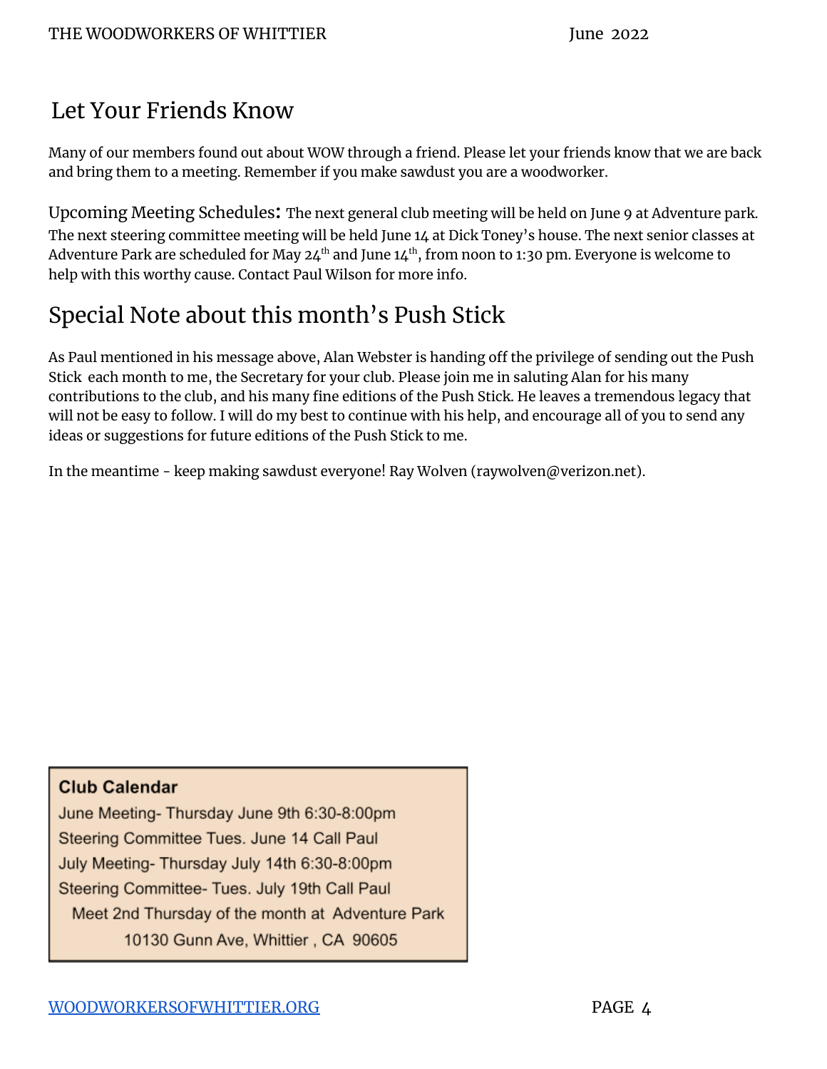## Let Your Friends Know

Many of our members found out about WOW through a friend. Please let your friends know that we are back and bring them to a meeting. Remember if you make sawdust you are a woodworker.

Upcoming Meeting Schedules**:** The next general club meeting will be held on June 9 at Adventure park. The next steering committee meeting will be held June 14 at Dick Toney's house. The next senior classes at Adventure Park are scheduled for May 24th and June 14th, from noon to 1:30 pm. Everyone is welcome to help with this worthy cause. Contact Paul Wilson for more info.

## Special Note about this month's Push Stick

As Paul mentioned in his message above, Alan Webster is handing off the privilege of sending out the Push Stick each month to me, the Secretary for your club. Please join me in saluting Alan for his many contributions to the club, and his many fine editions of the Push Stick. He leaves a tremendous legacy that will not be easy to follow. I will do my best to continue with his help, and encourage all of you to send any ideas or suggestions for future editions of the Push Stick to me.

In the meantime - keep making sawdust everyone! Ray Wolven (raywolven@verizon.net).

**Club Calendar**

June Meeting- Thursday June 9th 6:30-8:00pm

Steering Committee Tues. June 14 Call Paul

July Meeting- Thursday July 14th 6:30-8:00pm

Steering Committee- Tues. July 19th Call Paul

Meet 2nd Thursday of the month at Adventure Park

10130 Gunn Ave, Whittier , CA 90605